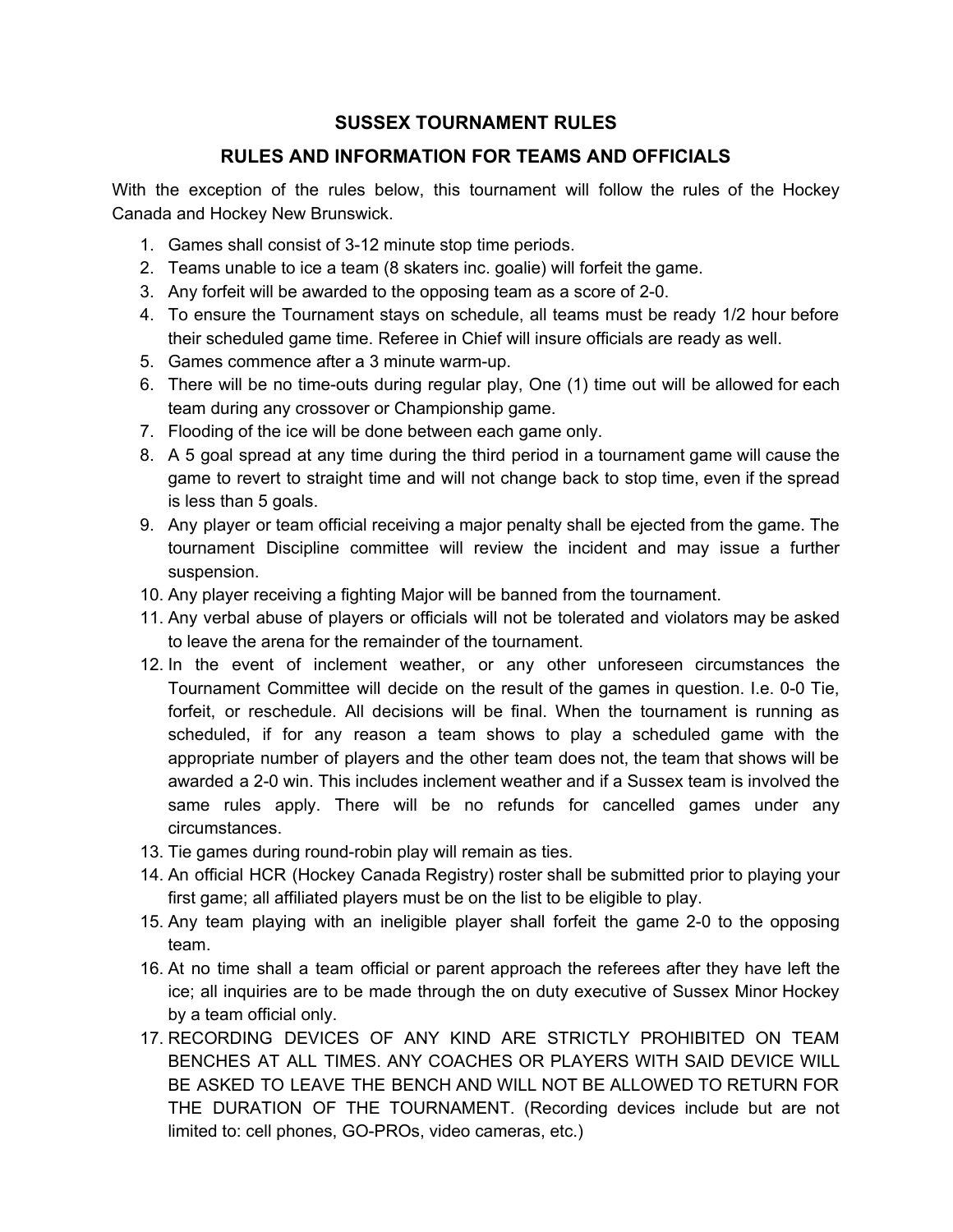# SUSSEX TOURNAMENT RULES

## RULES AND INFORMATION FOR TEAMS AND OFFICIALS

With the exception of the rules below, this tournament will follow the rules of the Hockey Canada and Hockey New Brunswick.

1. Games shall consist of 3-12 minute stop time periods.
2. Teams unable to ice a team (8 skaters inc. goalie) will forfeit the game.
3. Any forfeit will be awarded to the opposing team as a score of 2-0.
4. To ensure the Tournament stays on schedule, all teams must be ready 1/2 hour before their scheduled game time. Referee in Chief will insure officials are ready as well.
5. Games commence after a 3 minute warm-up.
6. There will be no time-outs during regular play, One (1) time out will be allowed for each team during any crossover or Championship game.
7. Flooding of the ice will be done between each game only.
8. A 5 goal spread at any time during the third period in a tournament game will cause the game to revert to straight time and will not change back to stop time, even if the spread is less than 5 goals.
9. Any player or team official receiving a major penalty shall be ejected from the game. The tournament Discipline committee will review the incident and may issue a further suspension.
10. Any player receiving a fighting Major will be banned from the tournament.
11. Any verbal abuse of players or officials will not be tolerated and violators may be asked to leave the arena for the remainder of the tournament.
12. In the event of inclement weather, or any other unforeseen circumstances the Tournament Committee will decide on the result of the games in question. I.e. 0-0 Tie, forfeit, or reschedule. All decisions will be final. When the tournament is running as scheduled, if for any reason a team shows to play a scheduled game with the appropriate number of players and the other team does not, the team that shows will be awarded a 2-0 win. This includes inclement weather and if a Sussex team is involved the same rules apply. There will be no refunds for cancelled games under any circumstances.
13. Tie games during round-robin play will remain as ties.
14. An official HCR (Hockey Canada Registry) roster shall be submitted prior to playing your first game; all affiliated players must be on the list to be eligible to play.
15. Any team playing with an ineligible player shall forfeit the game 2-0 to the opposing team.
16. At no time shall a team official or parent approach the referees after they have left the ice; all inquiries are to be made through the on duty executive of Sussex Minor Hockey by a team official only.
17. RECORDING DEVICES OF ANY KIND ARE STRICTLY PROHIBITED ON TEAM BENCHES AT ALL TIMES. ANY COACHES OR PLAYERS WITH SAID DEVICE WILL BE ASKED TO LEAVE THE BENCH AND WILL NOT BE ALLOWED TO RETURN FOR THE DURATION OF THE TOURNAMENT. (Recording devices include but are not limited to: cell phones, GO-PROs, video cameras, etc.)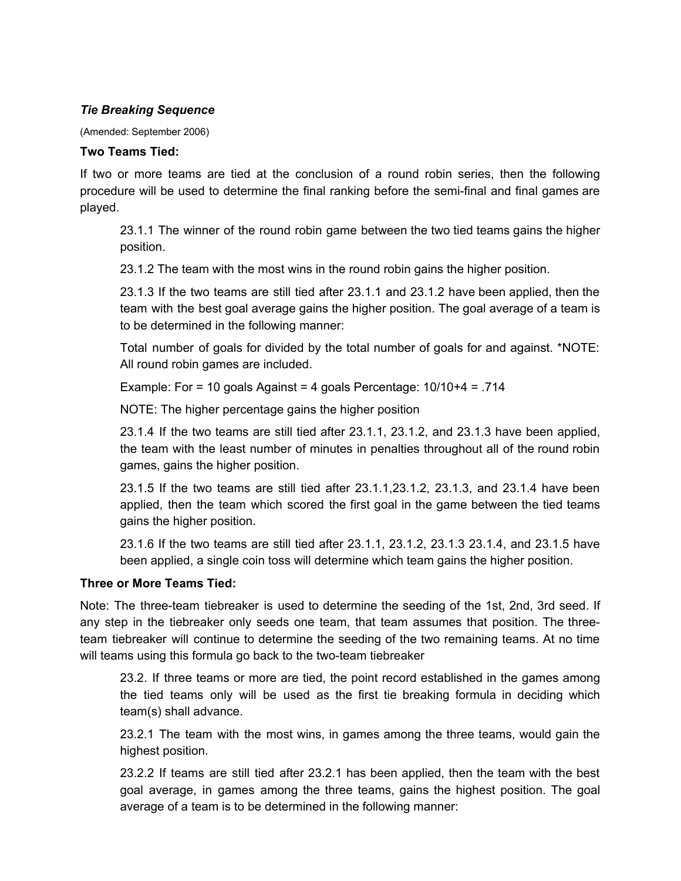***Tie Breaking Sequence***

(Amended: September 2006)

**Two Teams Tied:**

If two or more teams are tied at the conclusion of a round robin series, then the following procedure will be used to determine the final ranking before the semi-final and final games are played.

> 23.1.1 The winner of the round robin game between the two tied teams gains the higher position.
>
> 23.1.2 The team with the most wins in the round robin gains the higher position.
>
> 23.1.3 If the two teams are still tied after 23.1.1 and 23.1.2 have been applied, then the team with the best goal average gains the higher position. The goal average of a team is to be determined in the following manner:
>
> Total number of goals for divided by the total number of goals for and against. *NOTE: All round robin games are included.
>
> Example: For = 10 goals Against = 4 goals Percentage: 10/10+4 = .714
>
> NOTE: The higher percentage gains the higher position
>
> 23.1.4 If the two teams are still tied after 23.1.1, 23.1.2, and 23.1.3 have been applied, the team with the least number of minutes in penalties throughout all of the round robin games, gains the higher position.
>
> 23.1.5 If the two teams are still tied after 23.1.1,23.1.2, 23.1.3, and 23.1.4 have been applied, then the team which scored the first goal in the game between the tied teams gains the higher position.
>
> 23.1.6 If the two teams are still tied after 23.1.1, 23.1.2, 23.1.3 23.1.4, and 23.1.5 have been applied, a single coin toss will determine which team gains the higher position.

**Three or More Teams Tied:**

Note: The three-team tiebreaker is used to determine the seeding of the 1st, 2nd, 3rd seed. If any step in the tiebreaker only seeds one team, that team assumes that position. The three-team tiebreaker will continue to determine the seeding of the two remaining teams. At no time will teams using this formula go back to the two-team tiebreaker

> 23.2. If three teams or more are tied, the point record established in the games among the tied teams only will be used as the first tie breaking formula in deciding which team(s) shall advance.
>
> 23.2.1 The team with the most wins, in games among the three teams, would gain the highest position.
>
> 23.2.2 If teams are still tied after 23.2.1 has been applied, then the team with the best goal average, in games among the three teams, gains the highest position. The goal average of a team is to be determined in the following manner: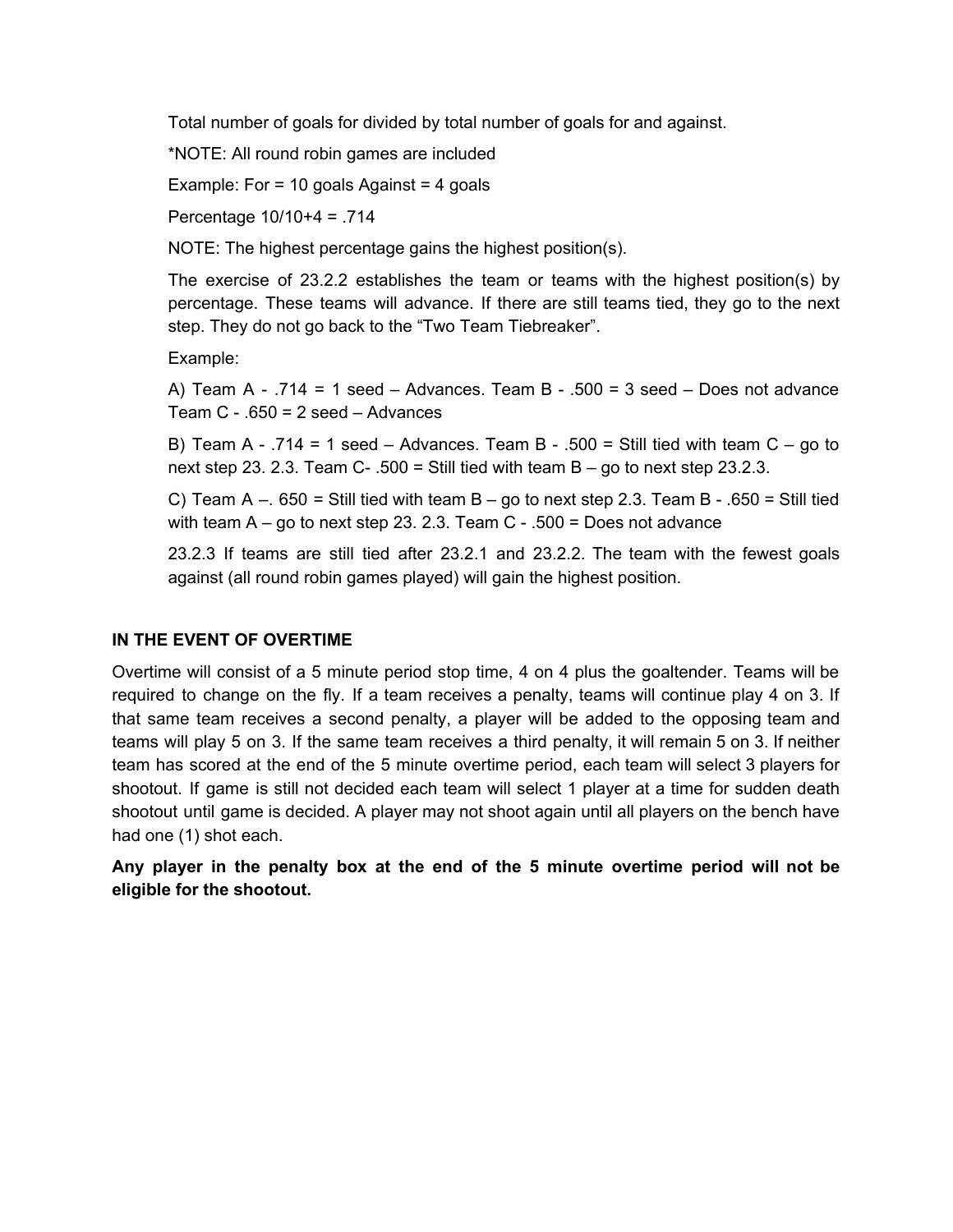Total number of goals for divided by total number of goals for and against.

*NOTE: All round robin games are included

Example: For = 10 goals Against = 4 goals

Percentage 10/10+4 = .714

NOTE: The highest percentage gains the highest position(s).

The exercise of 23.2.2 establishes the team or teams with the highest position(s) by percentage. These teams will advance. If there are still teams tied, they go to the next step. They do not go back to the "Two Team Tiebreaker".

Example:

A) Team A - .714 = 1 seed – Advances. Team B - .500 = 3 seed – Does not advance Team C - .650 = 2 seed – Advances

B) Team A - .714 = 1 seed – Advances. Team B - .500 = Still tied with team C – go to next step 23. 2.3. Team C- .500 = Still tied with team B – go to next step 23.2.3.

C) Team A –. 650 = Still tied with team B – go to next step 2.3. Team B - .650 = Still tied with team A – go to next step 23. 2.3. Team C - .500 = Does not advance

23.2.3 If teams are still tied after 23.2.1 and 23.2.2. The team with the fewest goals against (all round robin games played) will gain the highest position.

**IN THE EVENT OF OVERTIME**

Overtime will consist of a 5 minute period stop time, 4 on 4 plus the goaltender. Teams will be required to change on the fly. If a team receives a penalty, teams will continue play 4 on 3. If that same team receives a second penalty, a player will be added to the opposing team and teams will play 5 on 3. If the same team receives a third penalty, it will remain 5 on 3. If neither team has scored at the end of the 5 minute overtime period, each team will select 3 players for shootout. If game is still not decided each team will select 1 player at a time for sudden death shootout until game is decided. A player may not shoot again until all players on the bench have had one (1) shot each.

**Any player in the penalty box at the end of the 5 minute overtime period will not be eligible for the shootout.**